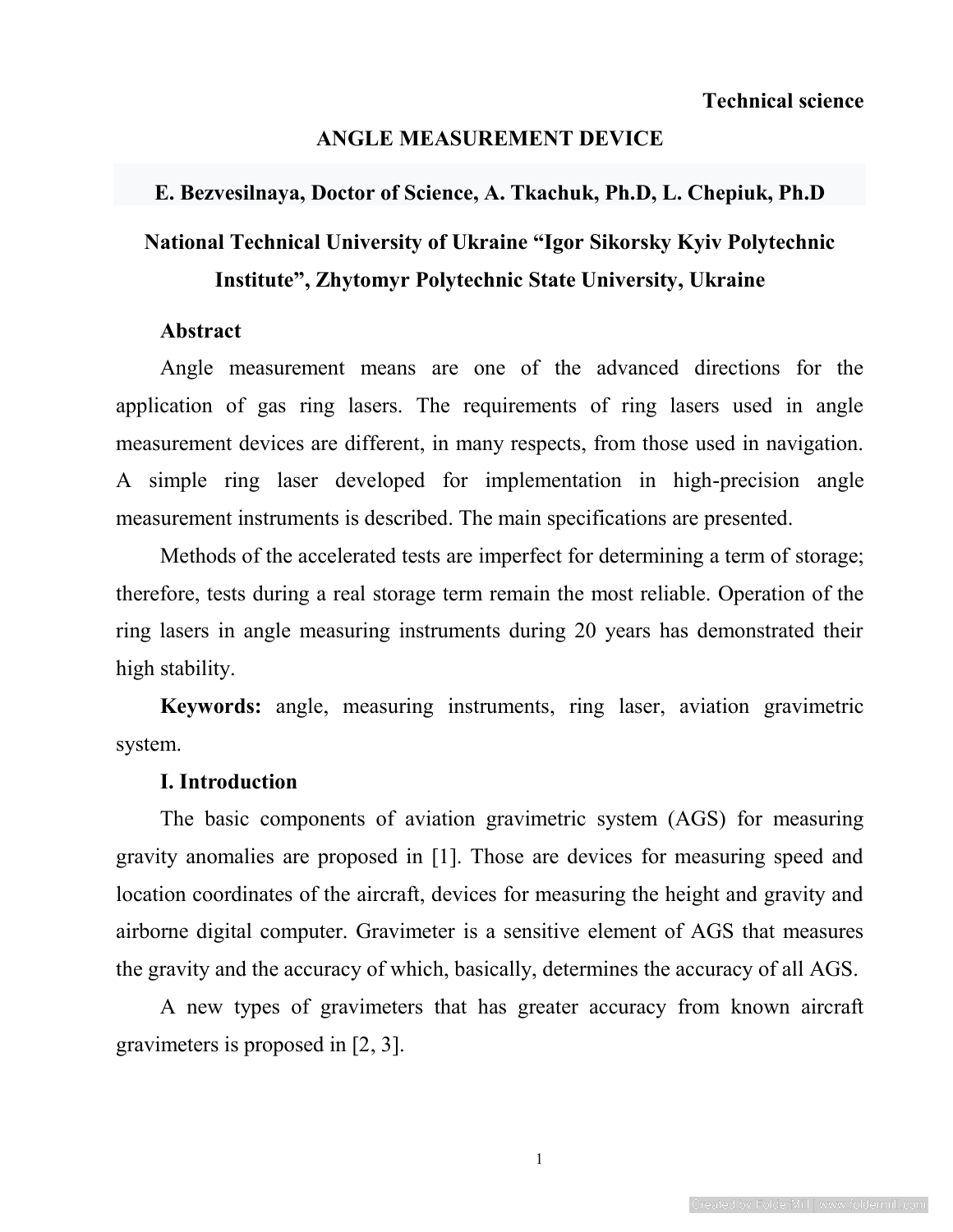**Technical science**

# ANGLE MEASUREMENT DEVICE

**E. Bezvesilnaya, Doctor of Science, A. Tkachuk, Ph.D, L. Chepiuk, Ph.D**

**National Technical University of Ukraine "Igor Sikorsky Kyiv Polytechnic Institute", Zhytomyr Polytechnic State University, Ukraine**

## Abstract

Angle measurement means are one of the advanced directions for the application of gas ring lasers. The requirements of ring lasers used in angle measurement devices are different, in many respects, from those used in navigation. A simple ring laser developed for implementation in high-precision angle measurement instruments is described. The main specifications are presented.

Methods of the accelerated tests are imperfect for determining a term of storage; therefore, tests during a real storage term remain the most reliable. Operation of the ring lasers in angle measuring instruments during 20 years has demonstrated their high stability.

**Keywords:** angle, measuring instruments, ring laser, aviation gravimetric system.

## I. Introduction

The basic components of aviation gravimetric system (AGS) for measuring gravity anomalies are proposed in [1]. Those are devices for measuring speed and location coordinates of the aircraft, devices for measuring the height and gravity and airborne digital computer. Gravimeter is a sensitive element of AGS that measures the gravity and the accuracy of which, basically, determines the accuracy of all AGS.

A new types of gravimeters that has greater accuracy from known aircraft gravimeters is proposed in [2, 3].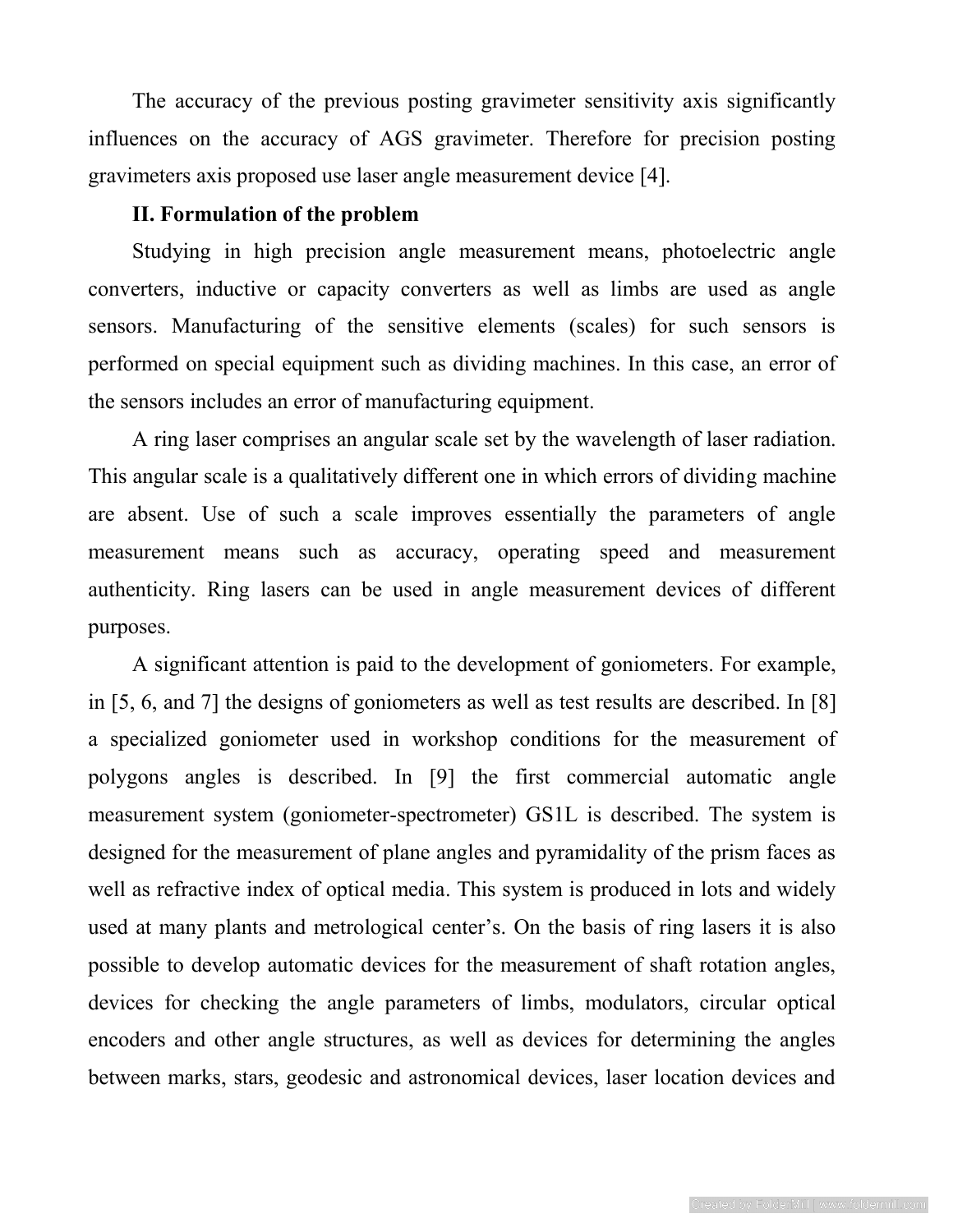The accuracy of the previous posting gravimeter sensitivity axis significantly influences on the accuracy of AGS gravimeter. Therefore for precision posting gravimeters axis proposed use laser angle measurement device [4].

**II. Formulation of the problem**

Studying in high precision angle measurement means, photoelectric angle converters, inductive or capacity converters as well as limbs are used as angle sensors. Manufacturing of the sensitive elements (scales) for such sensors is performed on special equipment such as dividing machines. In this case, an error of the sensors includes an error of manufacturing equipment.

A ring laser comprises an angular scale set by the wavelength of laser radiation. This angular scale is a qualitatively different one in which errors of dividing machine are absent. Use of such a scale improves essentially the parameters of angle measurement means such as accuracy, operating speed and measurement authenticity. Ring lasers can be used in angle measurement devices of different purposes.

A significant attention is paid to the development of goniometers. For example, in [5, 6, and 7] the designs of goniometers as well as test results are described. In [8] a specialized goniometer used in workshop conditions for the measurement of polygons angles is described. In [9] the first commercial automatic angle measurement system (goniometer-spectrometer) GS1L is described. The system is designed for the measurement of plane angles and pyramidality of the prism faces as well as refractive index of optical media. This system is produced in lots and widely used at many plants and metrological center's. On the basis of ring lasers it is also possible to develop automatic devices for the measurement of shaft rotation angles, devices for checking the angle parameters of limbs, modulators, circular optical encoders and other angle structures, as well as devices for determining the angles between marks, stars, geodesic and astronomical devices, laser location devices and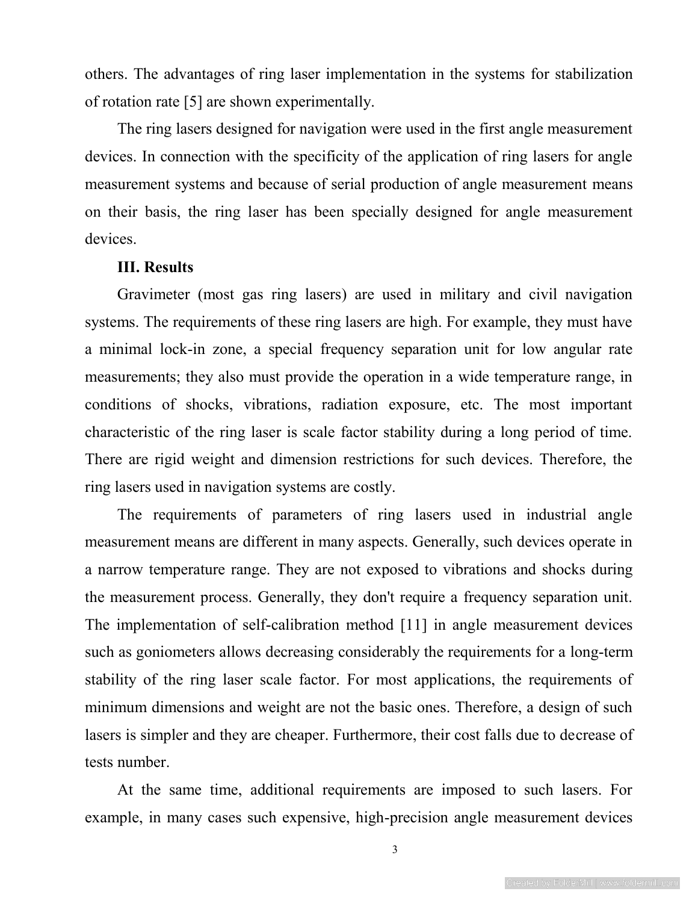others. The advantages of ring laser implementation in the systems for stabilization of rotation rate [5] are shown experimentally.

The ring lasers designed for navigation were used in the first angle measurement devices. In connection with the specificity of the application of ring lasers for angle measurement systems and because of serial production of angle measurement means on their basis, the ring laser has been specially designed for angle measurement devices.

**III. Results**

Gravimeter (most gas ring lasers) are used in military and civil navigation systems. The requirements of these ring lasers are high. For example, they must have a minimal lock-in zone, a special frequency separation unit for low angular rate measurements; they also must provide the operation in a wide temperature range, in conditions of shocks, vibrations, radiation exposure, etc. The most important characteristic of the ring laser is scale factor stability during a long period of time. There are rigid weight and dimension restrictions for such devices. Therefore, the ring lasers used in navigation systems are costly.

The requirements of parameters of ring lasers used in industrial angle measurement means are different in many aspects. Generally, such devices operate in a narrow temperature range. They are not exposed to vibrations and shocks during the measurement process. Generally, they don't require a frequency separation unit. The implementation of self-calibration method [11] in angle measurement devices such as goniometers allows decreasing considerably the requirements for a long-term stability of the ring laser scale factor. For most applications, the requirements of minimum dimensions and weight are not the basic ones. Therefore, a design of such lasers is simpler and they are cheaper. Furthermore, their cost falls due to decrease of tests number.

At the same time, additional requirements are imposed to such lasers. For example, in many cases such expensive, high-precision angle measurement devices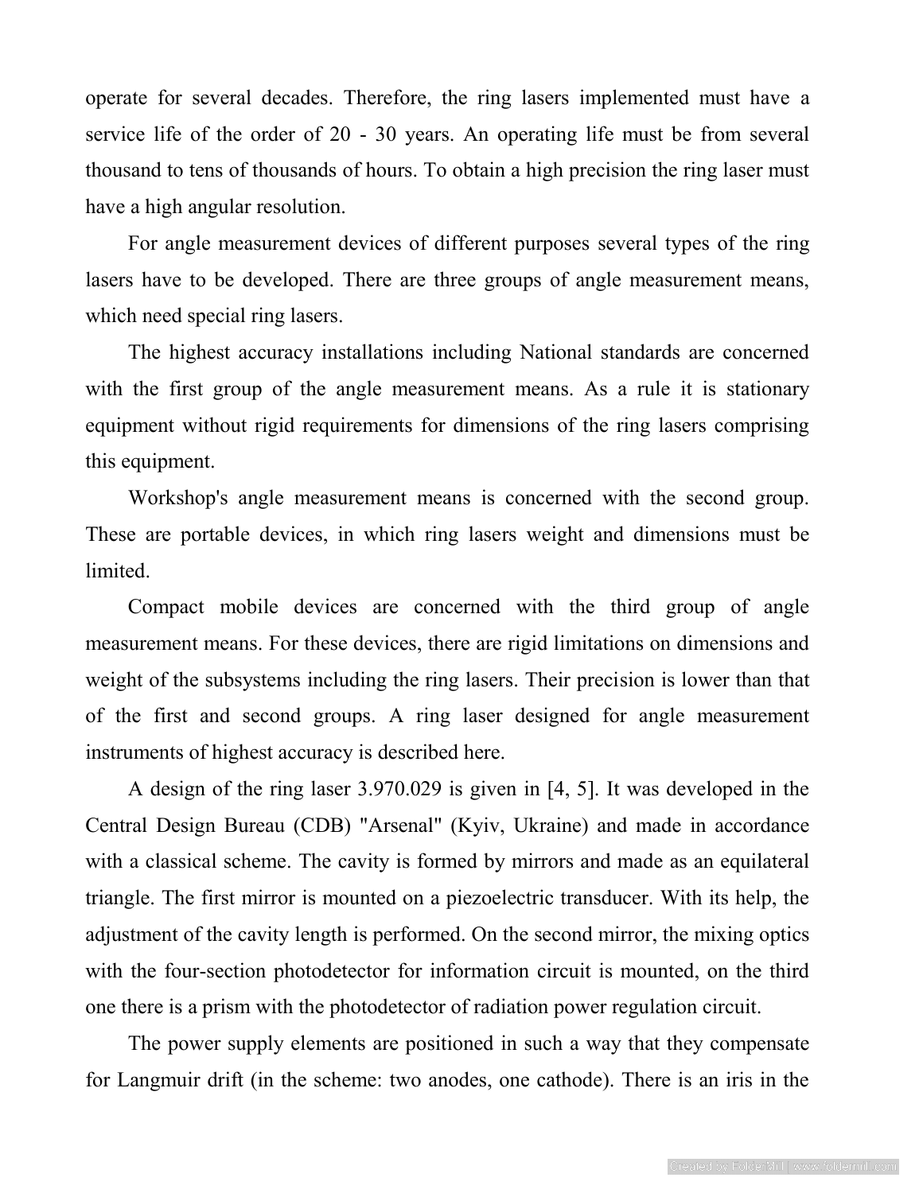operate for several decades. Therefore, the ring lasers implemented must have a service life of the order of 20 - 30 years. An operating life must be from several thousand to tens of thousands of hours. To obtain a high precision the ring laser must have a high angular resolution.

For angle measurement devices of different purposes several types of the ring lasers have to be developed. There are three groups of angle measurement means, which need special ring lasers.

The highest accuracy installations including National standards are concerned with the first group of the angle measurement means. As a rule it is stationary equipment without rigid requirements for dimensions of the ring lasers comprising this equipment.

Workshop's angle measurement means is concerned with the second group. These are portable devices, in which ring lasers weight and dimensions must be limited.

Compact mobile devices are concerned with the third group of angle measurement means. For these devices, there are rigid limitations on dimensions and weight of the subsystems including the ring lasers. Their precision is lower than that of the first and second groups. A ring laser designed for angle measurement instruments of highest accuracy is described here.

A design of the ring laser 3.970.029 is given in [4, 5]. It was developed in the Central Design Bureau (CDB) "Arsenal" (Kyiv, Ukraine) and made in accordance with a classical scheme. The cavity is formed by mirrors and made as an equilateral triangle. The first mirror is mounted on a piezoelectric transducer. With its help, the adjustment of the cavity length is performed. On the second mirror, the mixing optics with the four-section photodetector for information circuit is mounted, on the third one there is a prism with the photodetector of radiation power regulation circuit.

The power supply elements are positioned in such a way that they compensate for Langmuir drift (in the scheme: two anodes, one cathode). There is an iris in the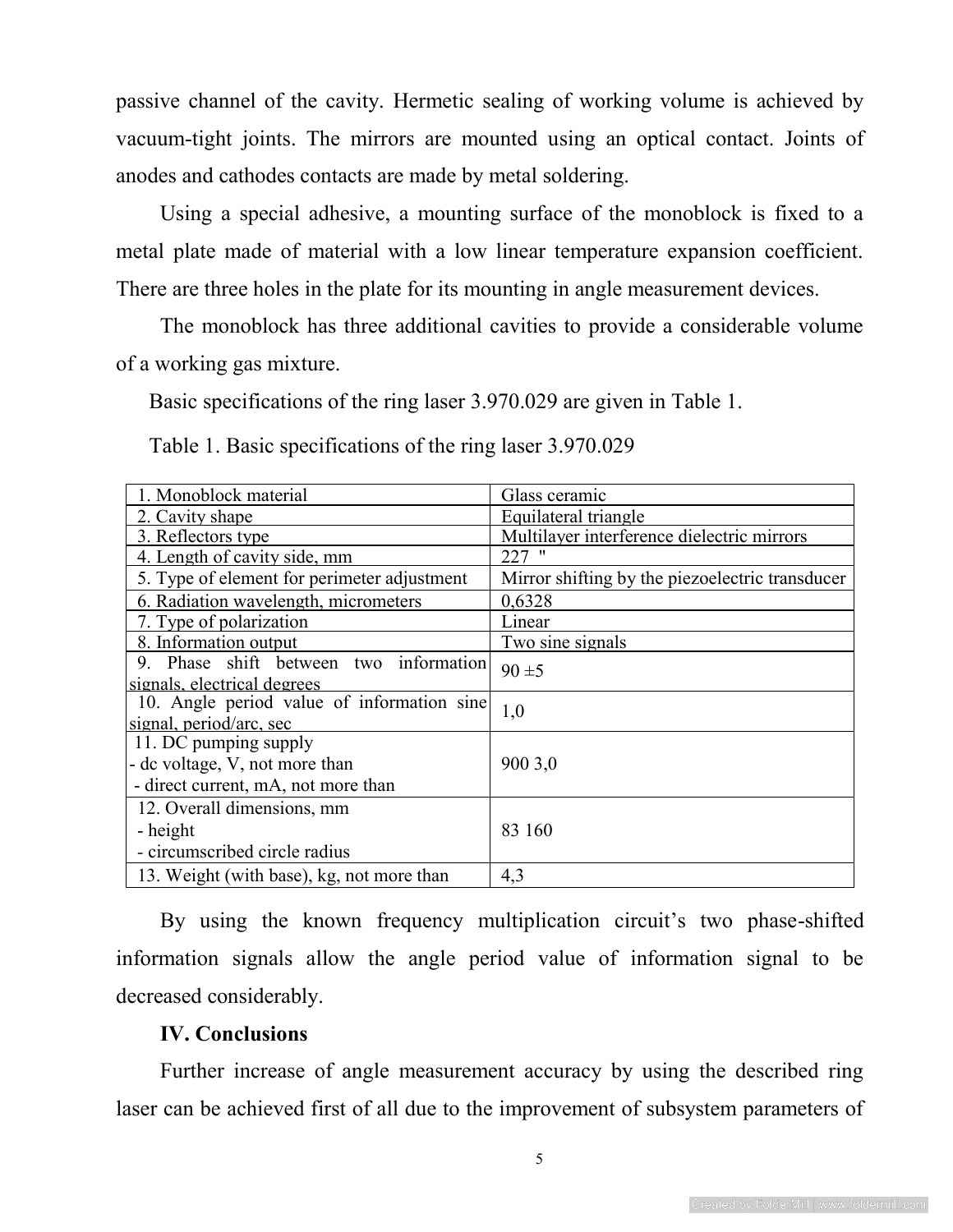passive channel of the cavity. Hermetic sealing of working volume is achieved by vacuum-tight joints. The mirrors are mounted using an optical contact. Joints of anodes and cathodes contacts are made by metal soldering.

Using a special adhesive, a mounting surface of the monoblock is fixed to a metal plate made of material with a low linear temperature expansion coefficient. There are three holes in the plate for its mounting in angle measurement devices.

The monoblock has three additional cavities to provide a considerable volume of a working gas mixture.

Basic specifications of the ring laser 3.970.029 are given in Table 1.

Table 1. Basic specifications of the ring laser 3.970.029

| | |
|---|---|
| 1. Monoblock material | Glass ceramic |
| 2. Cavity shape | Equilateral triangle |
| 3. Reflectors type | Multilayer interference dielectric mirrors |
| 4. Length of cavity side, mm | 227 " |
| 5. Type of element for perimeter adjustment | Mirror shifting by the piezoelectric transducer |
| 6. Radiation wavelength, micrometers | 0,6328 |
| 7. Type of polarization | Linear |
| 8. Information output | Two sine signals |
| 9. Phase shift between two information signals, electrical degrees | 90 ±5 |
| 10. Angle period value of information sine signal, period/arc, sec | 1,0 |
| 11. DC pumping supply<br>- dc voltage, V, not more than<br>- direct current, mA, not more than | 900 3,0 |
| 12. Overall dimensions, mm<br>- height<br>- circumscribed circle radius | 83 160 |
| 13. Weight (with base), kg, not more than | 4,3 |

By using the known frequency multiplication circuit's two phase-shifted information signals allow the angle period value of information signal to be decreased considerably.

**IV. Conclusions**

Further increase of angle measurement accuracy by using the described ring laser can be achieved first of all due to the improvement of subsystem parameters of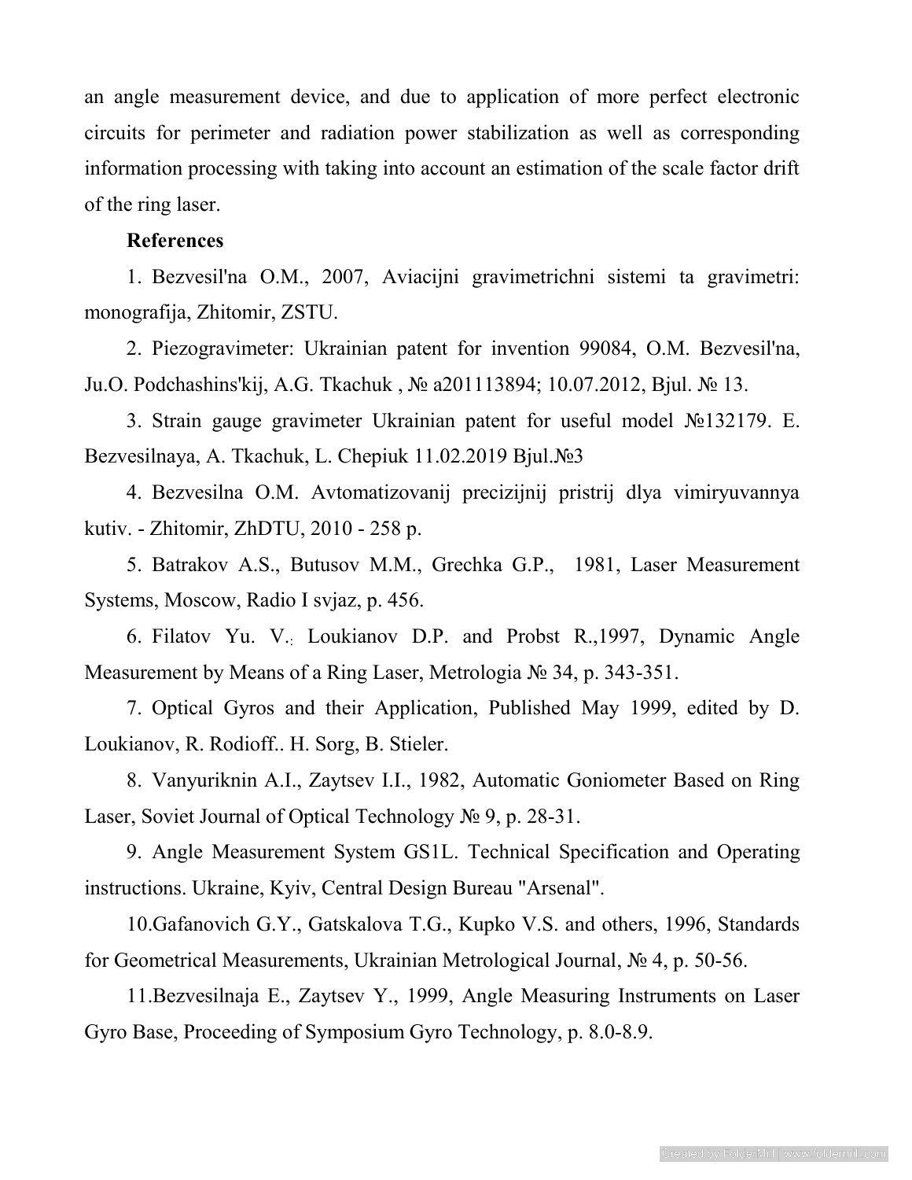an angle measurement device, and due to application of more perfect electronic circuits for perimeter and radiation power stabilization as well as corresponding information processing with taking into account an estimation of the scale factor drift of the ring laser.

**References**

1. Bezvesil'na O.M., 2007, Aviacijni gravimetrichni sistemi ta gravimetri: monografija, Zhitomir, ZSTU.

2. Piezogravimeter: Ukrainian patent for invention 99084, O.M. Bezvesil'na, Ju.O. Podchashins'kij, A.G. Tkachuk , № a201113894; 10.07.2012, Bjul. № 13.

3. Strain gauge gravimeter Ukrainian patent for useful model №132179. E. Bezvesilnaya, A. Tkachuk, L. Chepiuk 11.02.2019 Bjul.№3

4. Bezvesilna O.M. Avtomatizovanij precizijnij pristrij dlya vimiryuvannya kutiv. - Zhitomir, ZhDTU, 2010 - 258 p.

5. Batrakov A.S., Butusov M.M., Grechka G.P., 1981, Laser Measurement Systems, Moscow, Radio I svjaz, p. 456.

6. Filatov Yu. V.; Loukianov D.P. and Probst R.,1997, Dynamic Angle Measurement by Means of a Ring Laser, Metrologia № 34, p. 343-351.

7. Optical Gyros and their Application, Published May 1999, edited by D. Loukianov, R. Rodioff.. H. Sorg, B. Stieler.

8. Vanyuriknin A.I., Zaytsev I.I., 1982, Automatic Goniometer Based on Ring Laser, Soviet Journal of Optical Technology № 9, p. 28-31.

9. Angle Measurement System GS1L. Technical Specification and Operating instructions. Ukraine, Kyiv, Central Design Bureau "Arsenal".

10. Gafanovich G.Y., Gatskalova T.G., Kupko V.S. and others, 1996, Standards for Geometrical Measurements, Ukrainian Metrological Journal, № 4, p. 50-56.

11. Bezvesilnaja E., Zaytsev Y., 1999, Angle Measuring Instruments on Laser Gyro Base, Proceeding of Symposium Gyro Technology, p. 8.0-8.9.